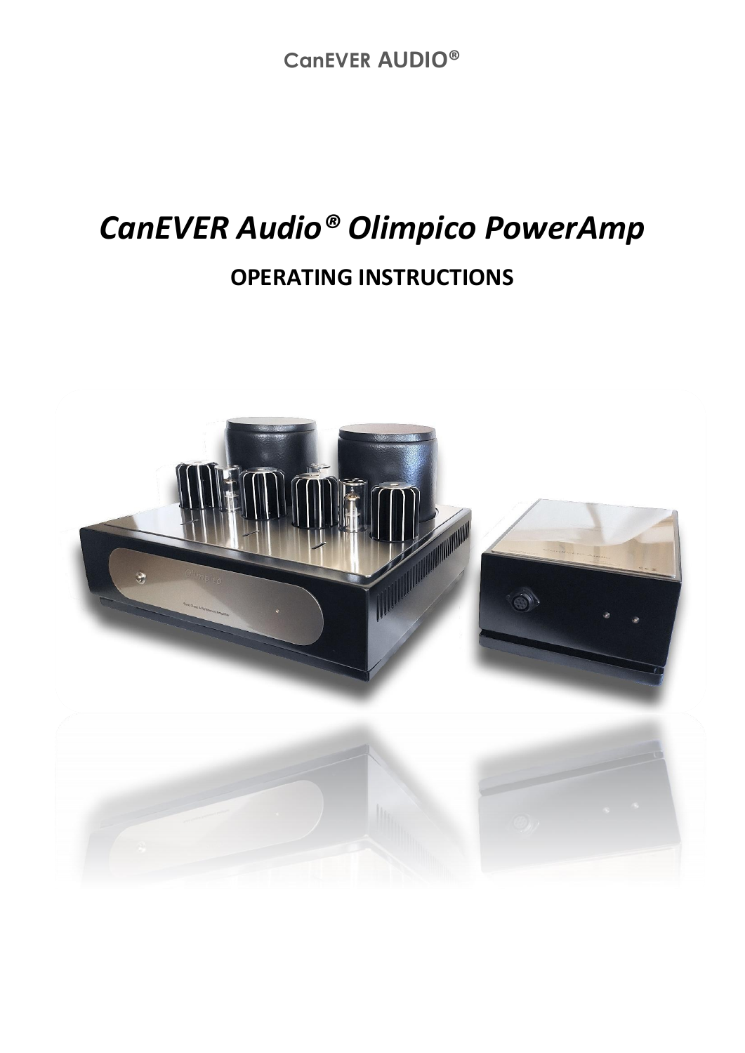**CanEVER AUDIO®**

# *CanEVER Audio® Olimpico PowerAmp*

## OPERATING INSTRUCTIONS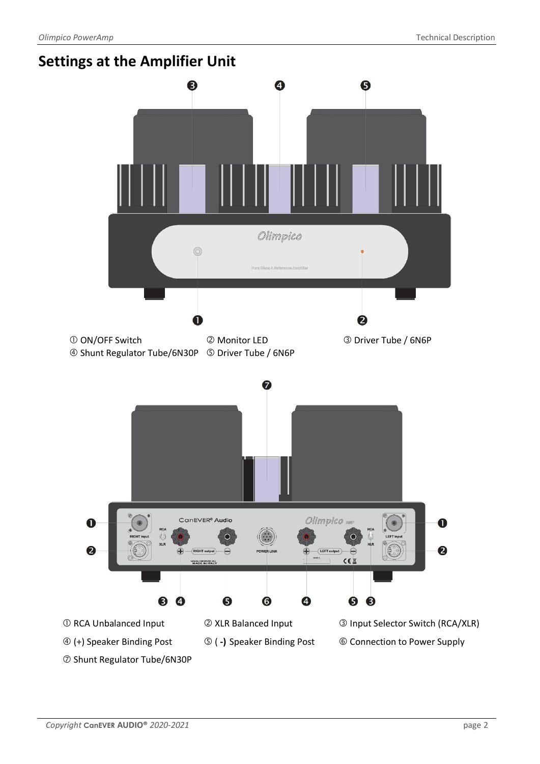# Settings at the Amplifier Unit

① ON/OFF Switch
② Monitor LED
③ Driver Tube / 6N6P
④ Shunt Regulator Tube/6N30P
⑤ Driver Tube / 6N6P

① RCA Unbalanced Input
② XLR Balanced Input
③ Input Selector Switch (RCA/XLR)
④ (+) Speaker Binding Post
⑤ ( -) Speaker Binding Post
⑥ Connection to Power Supply
⑦ Shunt Regulator Tube/6N30P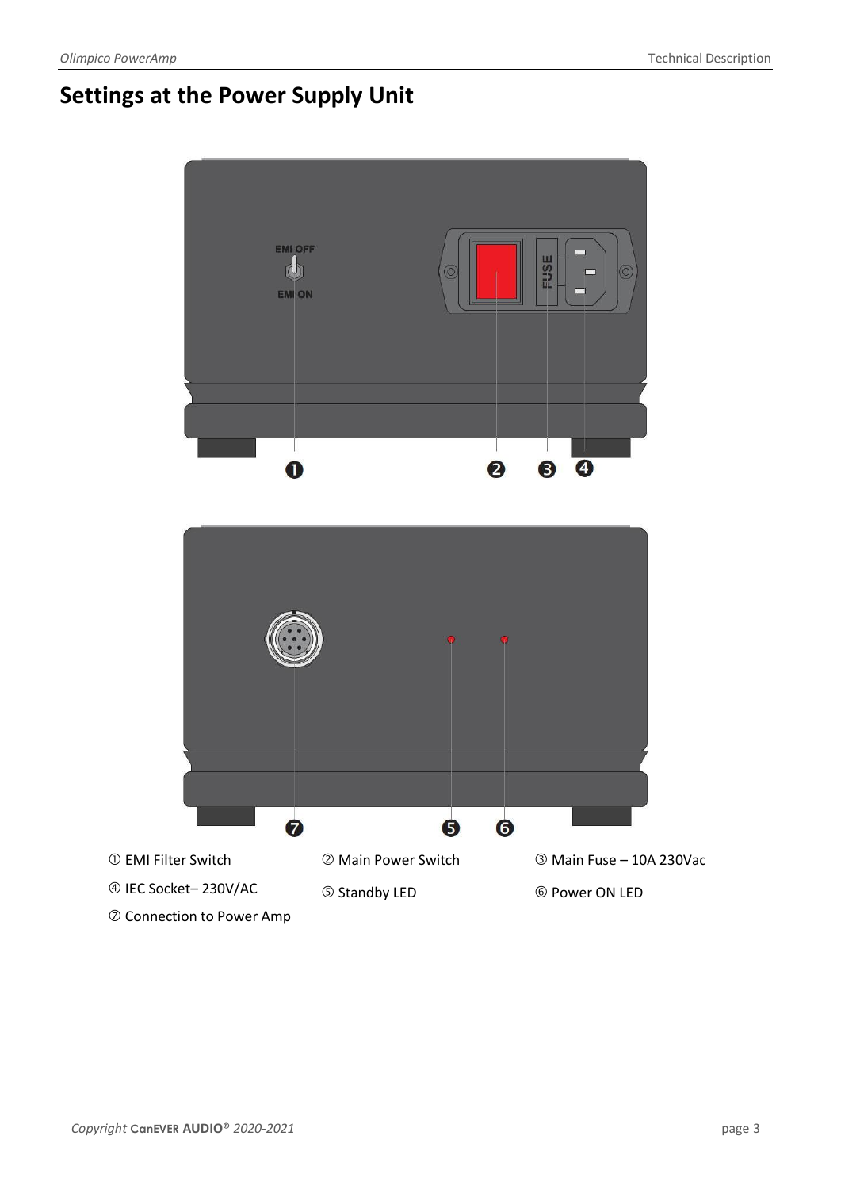# Settings at the Power Supply Unit

① EMI Filter Switch ② Main Power Switch ③ Main Fuse – 10A 230Vac

④ IEC Socket– 230V/AC ⑤ Standby LED ⑥ Power ON LED

⑦ Connection to Power Amp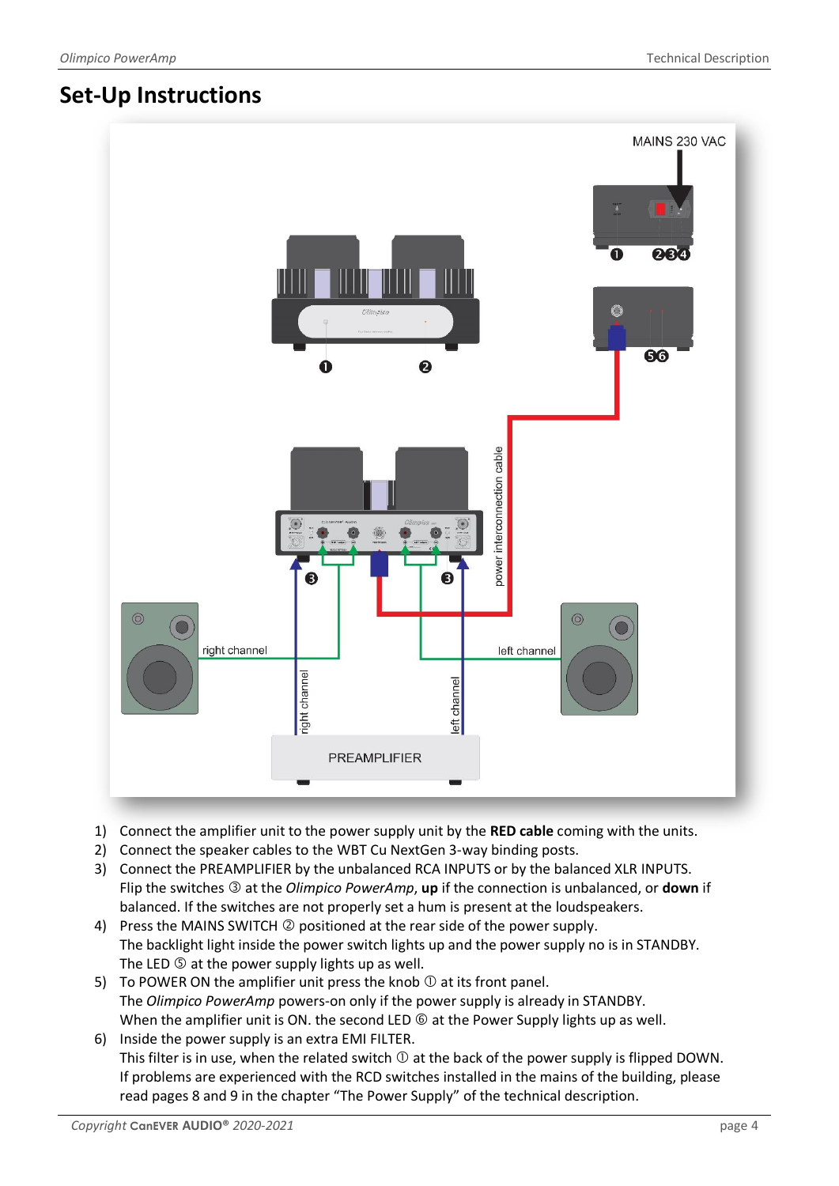# Set-Up Instructions

MAINS 230 VAC

❶ ❷❸❹

❶ ❷

❺❻

power interconnection cable

❸ ❸

right channel

left channel

right channel

left channel

PREAMPLIFIER

1) Connect the amplifier unit to the power supply unit by the **RED cable** coming with the units.
2) Connect the speaker cables to the WBT Cu NextGen 3-way binding posts.
3) Connect the PREAMPLIFIER by the unbalanced RCA INPUTS or by the balanced XLR INPUTS. Flip the switches ③ at the *Olimpico PowerAmp*, **up** if the connection is unbalanced, or **down** if balanced. If the switches are not properly set a hum is present at the loudspeakers.
4) Press the MAINS SWITCH ② positioned at the rear side of the power supply. The backlight light inside the power switch lights up and the power supply no is in STANDBY. The LED ⑤ at the power supply lights up as well.
5) To POWER ON the amplifier unit press the knob ① at its front panel. The *Olimpico PowerAmp* powers-on only if the power supply is already in STANDBY. When the amplifier unit is ON. the second LED ⑥ at the Power Supply lights up as well.
6) Inside the power supply is an extra EMI FILTER. This filter is in use, when the related switch ① at the back of the power supply is flipped DOWN. If problems are experienced with the RCD switches installed in the mains of the building, please read pages 8 and 9 in the chapter “The Power Supply” of the technical description.